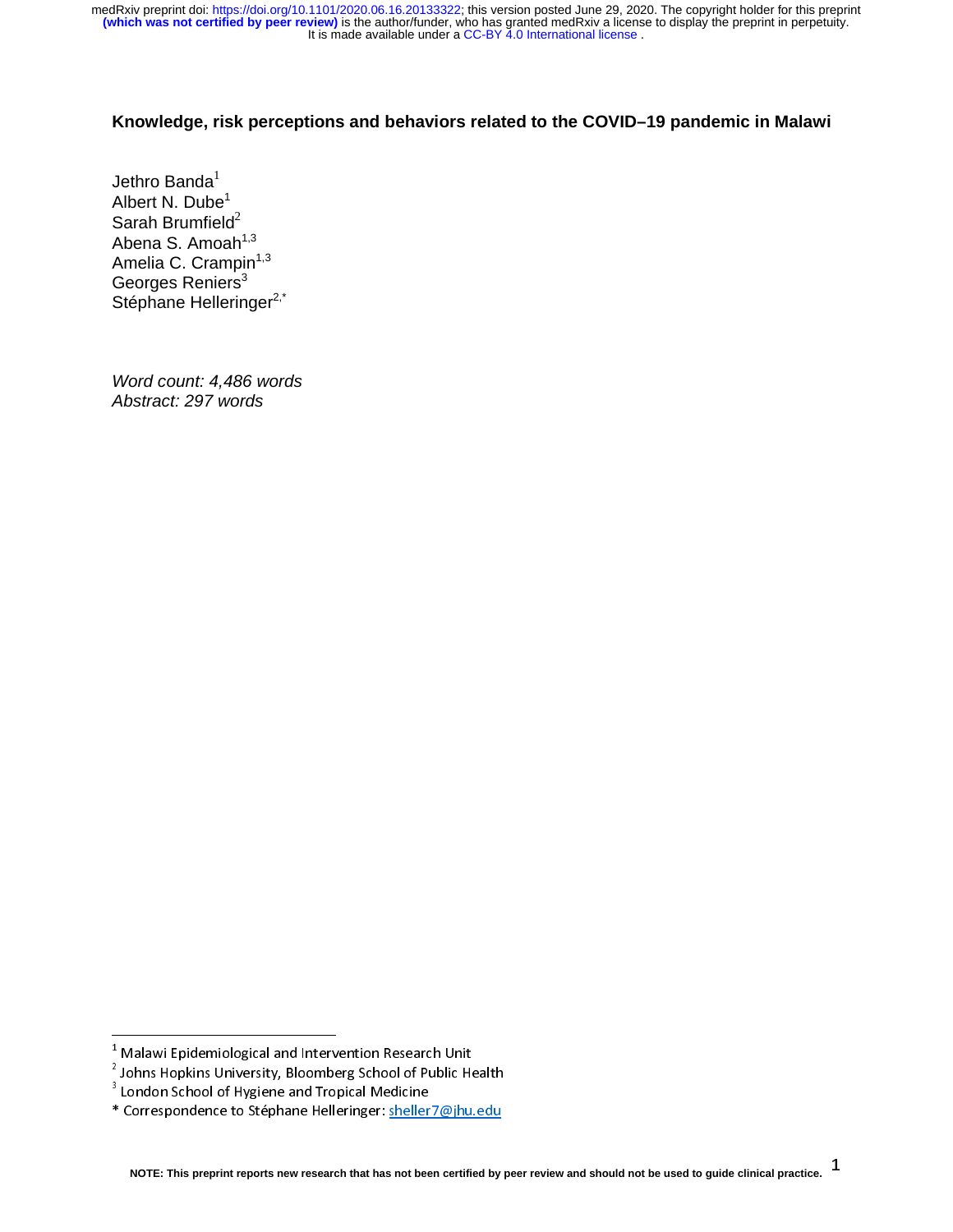**Knowledge, risk perceptions and behaviors related to the COVID–19 pandemic in Malawi**

Jethro Banda[1]
Albert N. Dube[1]
Sarah Brumfield[2]
Abena S. Amoah[1,3]
Amelia C. Crampin[1,3]
Georges Reniers[3]
Stéphane Helleringer[2,*]

*Word count: 4,486 words*
*Abstract: 297 words*

---

[1] Malawi Epidemiological and Intervention Research Unit
[2] Johns Hopkins University, Bloomberg School of Public Health
[3] London School of Hygiene and Tropical Medicine
* Correspondence to Stéphane Helleringer: sheller7@jhu.edu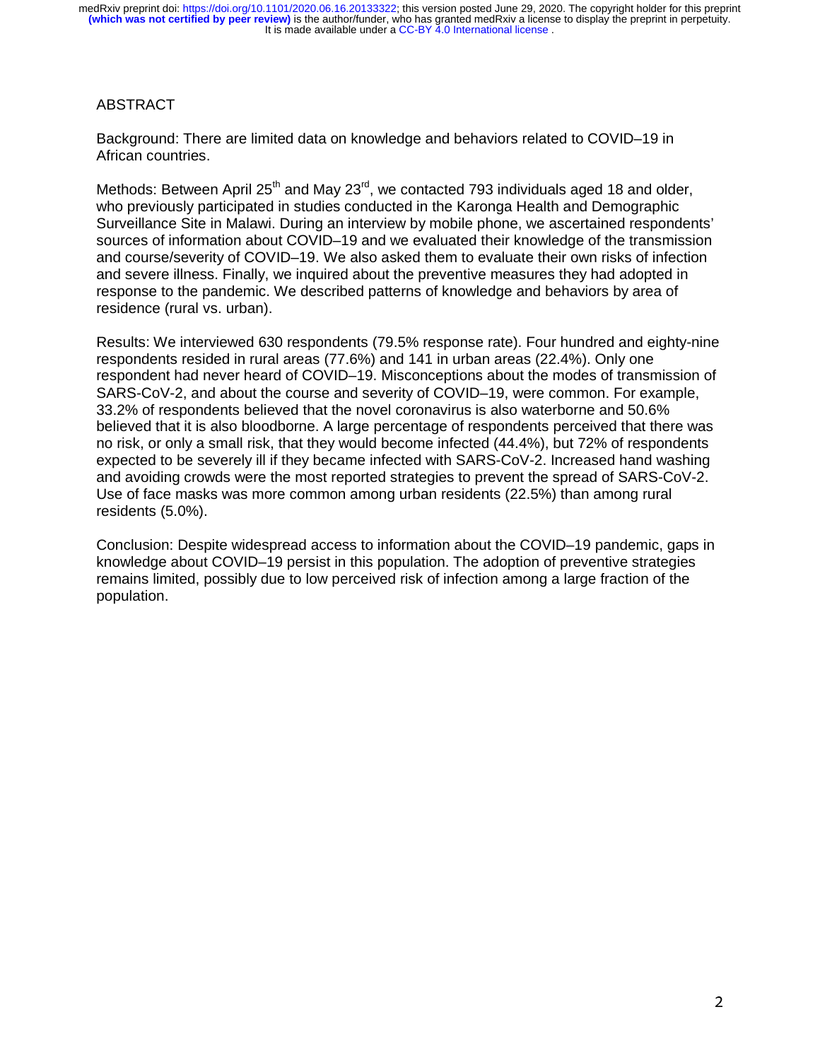## ABSTRACT

Background: There are limited data on knowledge and behaviors related to COVID–19 in African countries.

Methods: Between April 25th and May 23rd, we contacted 793 individuals aged 18 and older, who previously participated in studies conducted in the Karonga Health and Demographic Surveillance Site in Malawi. During an interview by mobile phone, we ascertained respondents' sources of information about COVID–19 and we evaluated their knowledge of the transmission and course/severity of COVID–19. We also asked them to evaluate their own risks of infection and severe illness. Finally, we inquired about the preventive measures they had adopted in response to the pandemic. We described patterns of knowledge and behaviors by area of residence (rural vs. urban).

Results: We interviewed 630 respondents (79.5% response rate). Four hundred and eighty-nine respondents resided in rural areas (77.6%) and 141 in urban areas (22.4%). Only one respondent had never heard of COVID–19. Misconceptions about the modes of transmission of SARS-CoV-2, and about the course and severity of COVID–19, were common. For example, 33.2% of respondents believed that the novel coronavirus is also waterborne and 50.6% believed that it is also bloodborne. A large percentage of respondents perceived that there was no risk, or only a small risk, that they would become infected (44.4%), but 72% of respondents expected to be severely ill if they became infected with SARS-CoV-2. Increased hand washing and avoiding crowds were the most reported strategies to prevent the spread of SARS-CoV-2. Use of face masks was more common among urban residents (22.5%) than among rural residents (5.0%).

Conclusion: Despite widespread access to information about the COVID–19 pandemic, gaps in knowledge about COVID–19 persist in this population. The adoption of preventive strategies remains limited, possibly due to low perceived risk of infection among a large fraction of the population.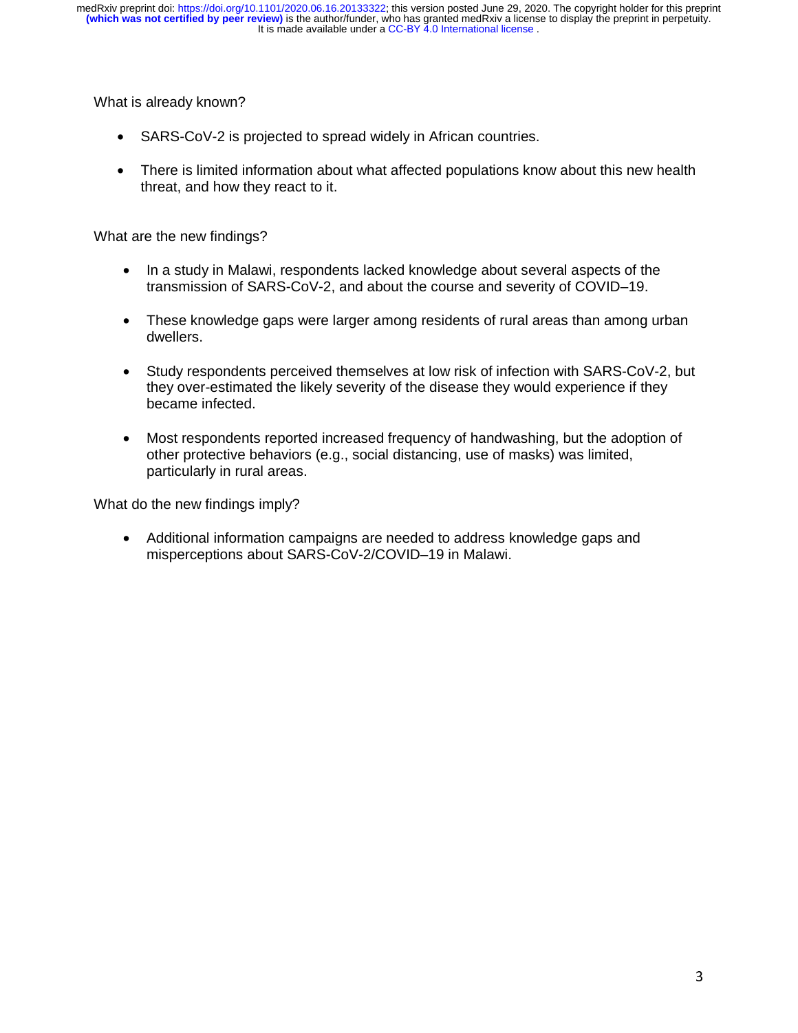What is already known?

- SARS-CoV-2 is projected to spread widely in African countries.
- There is limited information about what affected populations know about this new health threat, and how they react to it.

What are the new findings?

- In a study in Malawi, respondents lacked knowledge about several aspects of the transmission of SARS-CoV-2, and about the course and severity of COVID–19.
- These knowledge gaps were larger among residents of rural areas than among urban dwellers.
- Study respondents perceived themselves at low risk of infection with SARS-CoV-2, but they over-estimated the likely severity of the disease they would experience if they became infected.
- Most respondents reported increased frequency of handwashing, but the adoption of other protective behaviors (e.g., social distancing, use of masks) was limited, particularly in rural areas.

What do the new findings imply?

- Additional information campaigns are needed to address knowledge gaps and misperceptions about SARS-CoV-2/COVID–19 in Malawi.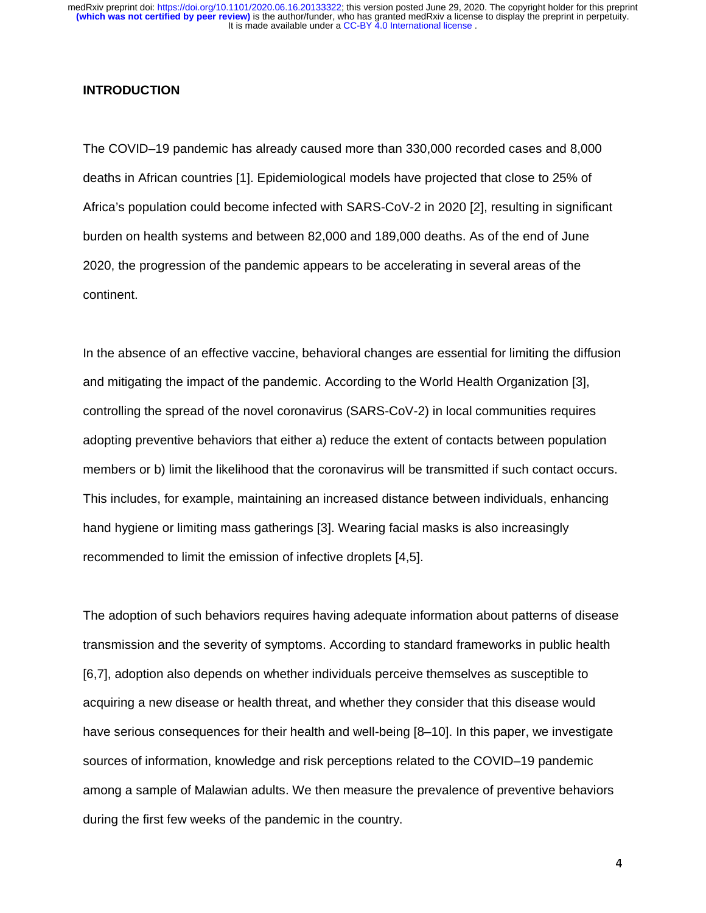## INTRODUCTION

The COVID–19 pandemic has already caused more than 330,000 recorded cases and 8,000 deaths in African countries [1]. Epidemiological models have projected that close to 25% of Africa's population could become infected with SARS-CoV-2 in 2020 [2], resulting in significant burden on health systems and between 82,000 and 189,000 deaths. As of the end of June 2020, the progression of the pandemic appears to be accelerating in several areas of the continent.

In the absence of an effective vaccine, behavioral changes are essential for limiting the diffusion and mitigating the impact of the pandemic. According to the World Health Organization [3], controlling the spread of the novel coronavirus (SARS-CoV-2) in local communities requires adopting preventive behaviors that either a) reduce the extent of contacts between population members or b) limit the likelihood that the coronavirus will be transmitted if such contact occurs. This includes, for example, maintaining an increased distance between individuals, enhancing hand hygiene or limiting mass gatherings [3]. Wearing facial masks is also increasingly recommended to limit the emission of infective droplets [4,5].

The adoption of such behaviors requires having adequate information about patterns of disease transmission and the severity of symptoms. According to standard frameworks in public health [6,7], adoption also depends on whether individuals perceive themselves as susceptible to acquiring a new disease or health threat, and whether they consider that this disease would have serious consequences for their health and well-being [8–10]. In this paper, we investigate sources of information, knowledge and risk perceptions related to the COVID–19 pandemic among a sample of Malawian adults. We then measure the prevalence of preventive behaviors during the first few weeks of the pandemic in the country.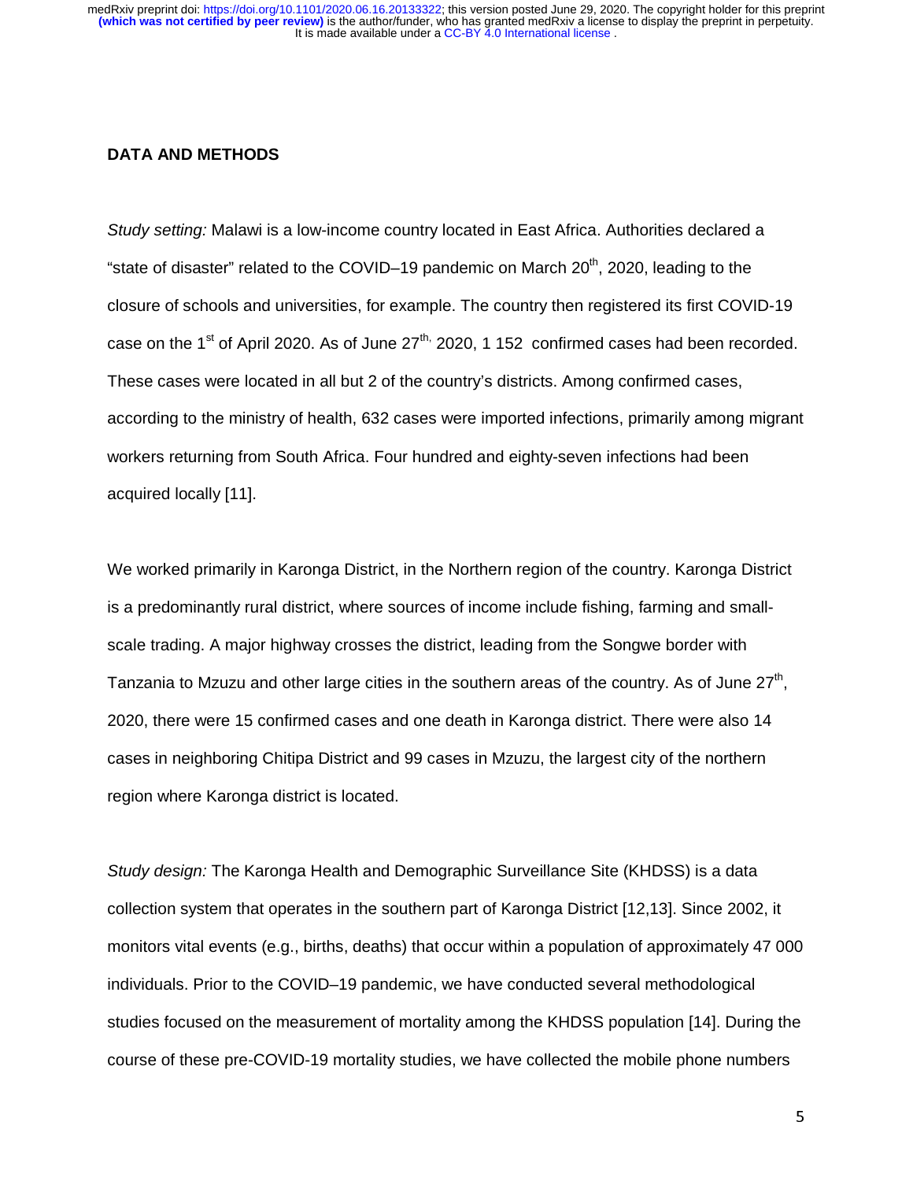## DATA AND METHODS

*Study setting:* Malawi is a low-income country located in East Africa. Authorities declared a "state of disaster" related to the COVID–19 pandemic on March 20th, 2020, leading to the closure of schools and universities, for example. The country then registered its first COVID-19 case on the 1st of April 2020. As of June 27th, 2020, 1 152 confirmed cases had been recorded. These cases were located in all but 2 of the country's districts. Among confirmed cases, according to the ministry of health, 632 cases were imported infections, primarily among migrant workers returning from South Africa. Four hundred and eighty-seven infections had been acquired locally [11].

We worked primarily in Karonga District, in the Northern region of the country. Karonga District is a predominantly rural district, where sources of income include fishing, farming and small-scale trading. A major highway crosses the district, leading from the Songwe border with Tanzania to Mzuzu and other large cities in the southern areas of the country. As of June 27th, 2020, there were 15 confirmed cases and one death in Karonga district. There were also 14 cases in neighboring Chitipa District and 99 cases in Mzuzu, the largest city of the northern region where Karonga district is located.

*Study design:* The Karonga Health and Demographic Surveillance Site (KHDSS) is a data collection system that operates in the southern part of Karonga District [12,13]. Since 2002, it monitors vital events (e.g., births, deaths) that occur within a population of approximately 47 000 individuals. Prior to the COVID–19 pandemic, we have conducted several methodological studies focused on the measurement of mortality among the KHDSS population [14]. During the course of these pre-COVID-19 mortality studies, we have collected the mobile phone numbers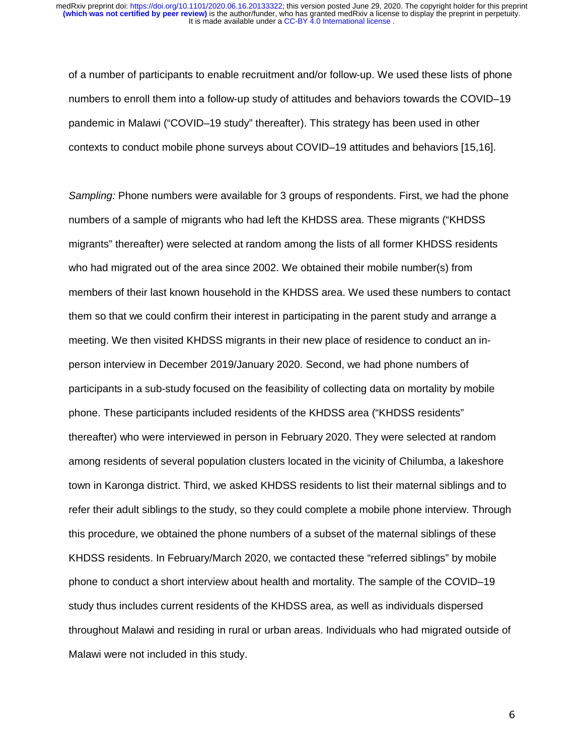of a number of participants to enable recruitment and/or follow-up. We used these lists of phone numbers to enroll them into a follow-up study of attitudes and behaviors towards the COVID–19 pandemic in Malawi ("COVID–19 study" thereafter). This strategy has been used in other contexts to conduct mobile phone surveys about COVID–19 attitudes and behaviors [15,16].

*Sampling:* Phone numbers were available for 3 groups of respondents. First, we had the phone numbers of a sample of migrants who had left the KHDSS area. These migrants ("KHDSS migrants" thereafter) were selected at random among the lists of all former KHDSS residents who had migrated out of the area since 2002. We obtained their mobile number(s) from members of their last known household in the KHDSS area. We used these numbers to contact them so that we could confirm their interest in participating in the parent study and arrange a meeting. We then visited KHDSS migrants in their new place of residence to conduct an in-person interview in December 2019/January 2020. Second, we had phone numbers of participants in a sub-study focused on the feasibility of collecting data on mortality by mobile phone. These participants included residents of the KHDSS area ("KHDSS residents" thereafter) who were interviewed in person in February 2020. They were selected at random among residents of several population clusters located in the vicinity of Chilumba, a lakeshore town in Karonga district. Third, we asked KHDSS residents to list their maternal siblings and to refer their adult siblings to the study, so they could complete a mobile phone interview. Through this procedure, we obtained the phone numbers of a subset of the maternal siblings of these KHDSS residents. In February/March 2020, we contacted these "referred siblings" by mobile phone to conduct a short interview about health and mortality. The sample of the COVID–19 study thus includes current residents of the KHDSS area, as well as individuals dispersed throughout Malawi and residing in rural or urban areas. Individuals who had migrated outside of Malawi were not included in this study.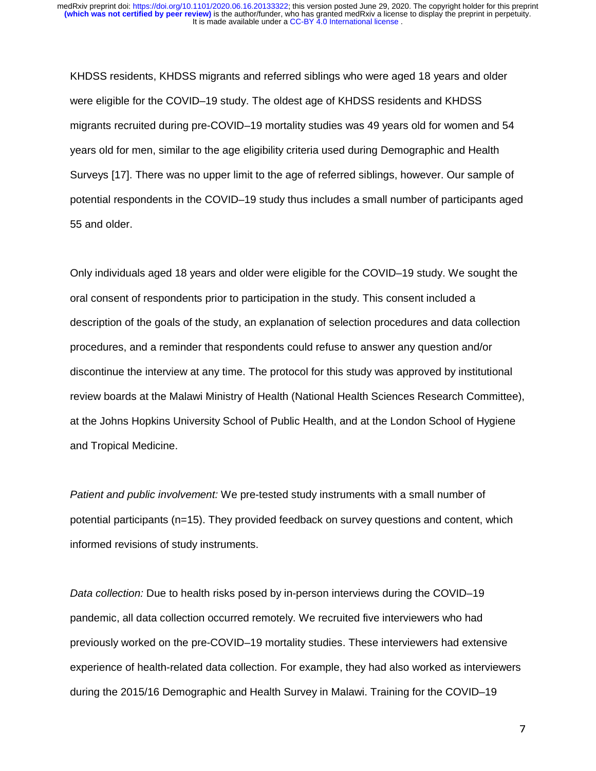KHDSS residents, KHDSS migrants and referred siblings who were aged 18 years and older were eligible for the COVID–19 study. The oldest age of KHDSS residents and KHDSS migrants recruited during pre-COVID–19 mortality studies was 49 years old for women and 54 years old for men, similar to the age eligibility criteria used during Demographic and Health Surveys [17]. There was no upper limit to the age of referred siblings, however. Our sample of potential respondents in the COVID–19 study thus includes a small number of participants aged 55 and older.

Only individuals aged 18 years and older were eligible for the COVID–19 study. We sought the oral consent of respondents prior to participation in the study. This consent included a description of the goals of the study, an explanation of selection procedures and data collection procedures, and a reminder that respondents could refuse to answer any question and/or discontinue the interview at any time. The protocol for this study was approved by institutional review boards at the Malawi Ministry of Health (National Health Sciences Research Committee), at the Johns Hopkins University School of Public Health, and at the London School of Hygiene and Tropical Medicine.

*Patient and public involvement:* We pre-tested study instruments with a small number of potential participants (n=15). They provided feedback on survey questions and content, which informed revisions of study instruments.

*Data collection:* Due to health risks posed by in-person interviews during the COVID–19 pandemic, all data collection occurred remotely. We recruited five interviewers who had previously worked on the pre-COVID–19 mortality studies. These interviewers had extensive experience of health-related data collection. For example, they had also worked as interviewers during the 2015/16 Demographic and Health Survey in Malawi. Training for the COVID–19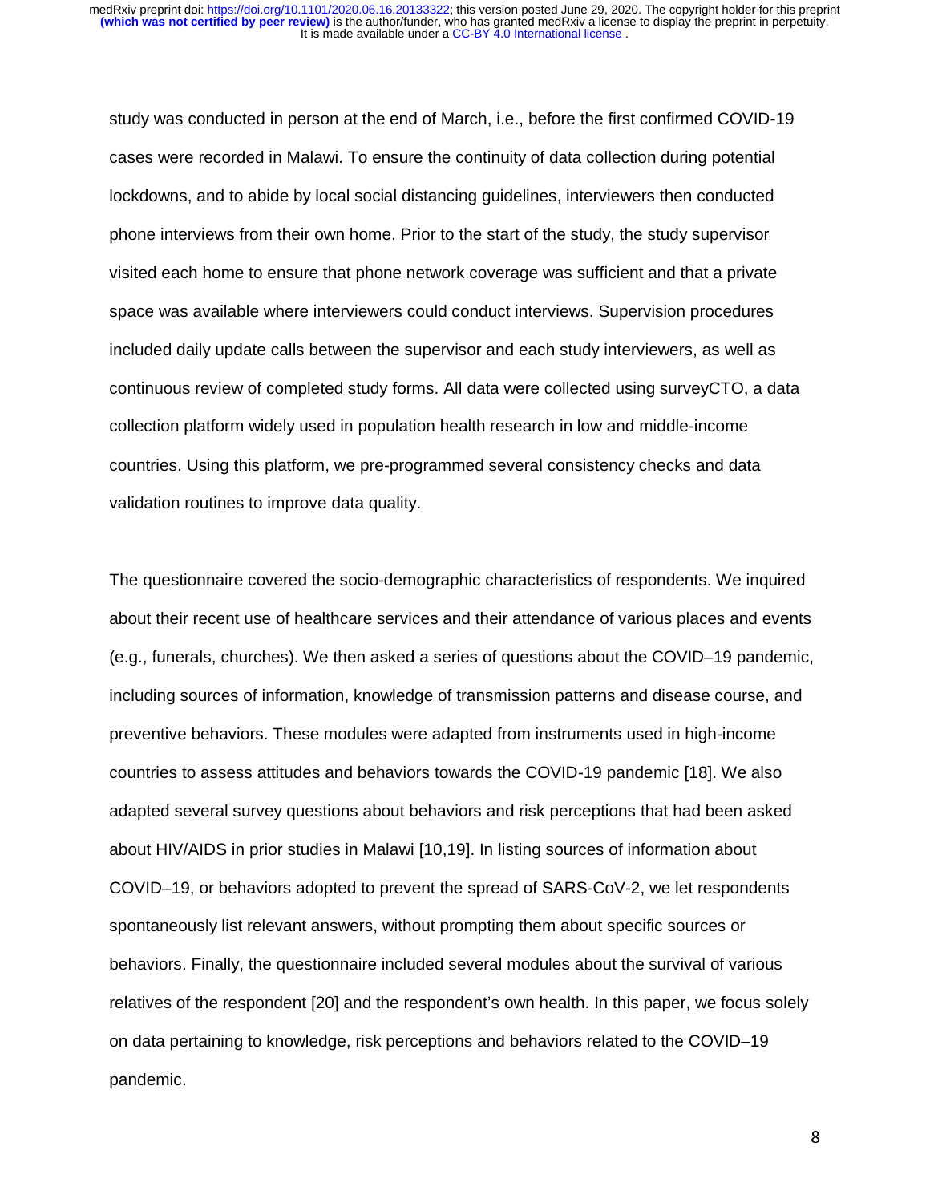study was conducted in person at the end of March, i.e., before the first confirmed COVID-19 cases were recorded in Malawi. To ensure the continuity of data collection during potential lockdowns, and to abide by local social distancing guidelines, interviewers then conducted phone interviews from their own home. Prior to the start of the study, the study supervisor visited each home to ensure that phone network coverage was sufficient and that a private space was available where interviewers could conduct interviews. Supervision procedures included daily update calls between the supervisor and each study interviewers, as well as continuous review of completed study forms. All data were collected using surveyCTO, a data collection platform widely used in population health research in low and middle-income countries. Using this platform, we pre-programmed several consistency checks and data validation routines to improve data quality.

The questionnaire covered the socio-demographic characteristics of respondents. We inquired about their recent use of healthcare services and their attendance of various places and events (e.g., funerals, churches). We then asked a series of questions about the COVID–19 pandemic, including sources of information, knowledge of transmission patterns and disease course, and preventive behaviors. These modules were adapted from instruments used in high-income countries to assess attitudes and behaviors towards the COVID-19 pandemic [18]. We also adapted several survey questions about behaviors and risk perceptions that had been asked about HIV/AIDS in prior studies in Malawi [10,19]. In listing sources of information about COVID–19, or behaviors adopted to prevent the spread of SARS-CoV-2, we let respondents spontaneously list relevant answers, without prompting them about specific sources or behaviors. Finally, the questionnaire included several modules about the survival of various relatives of the respondent [20] and the respondent's own health. In this paper, we focus solely on data pertaining to knowledge, risk perceptions and behaviors related to the COVID–19 pandemic.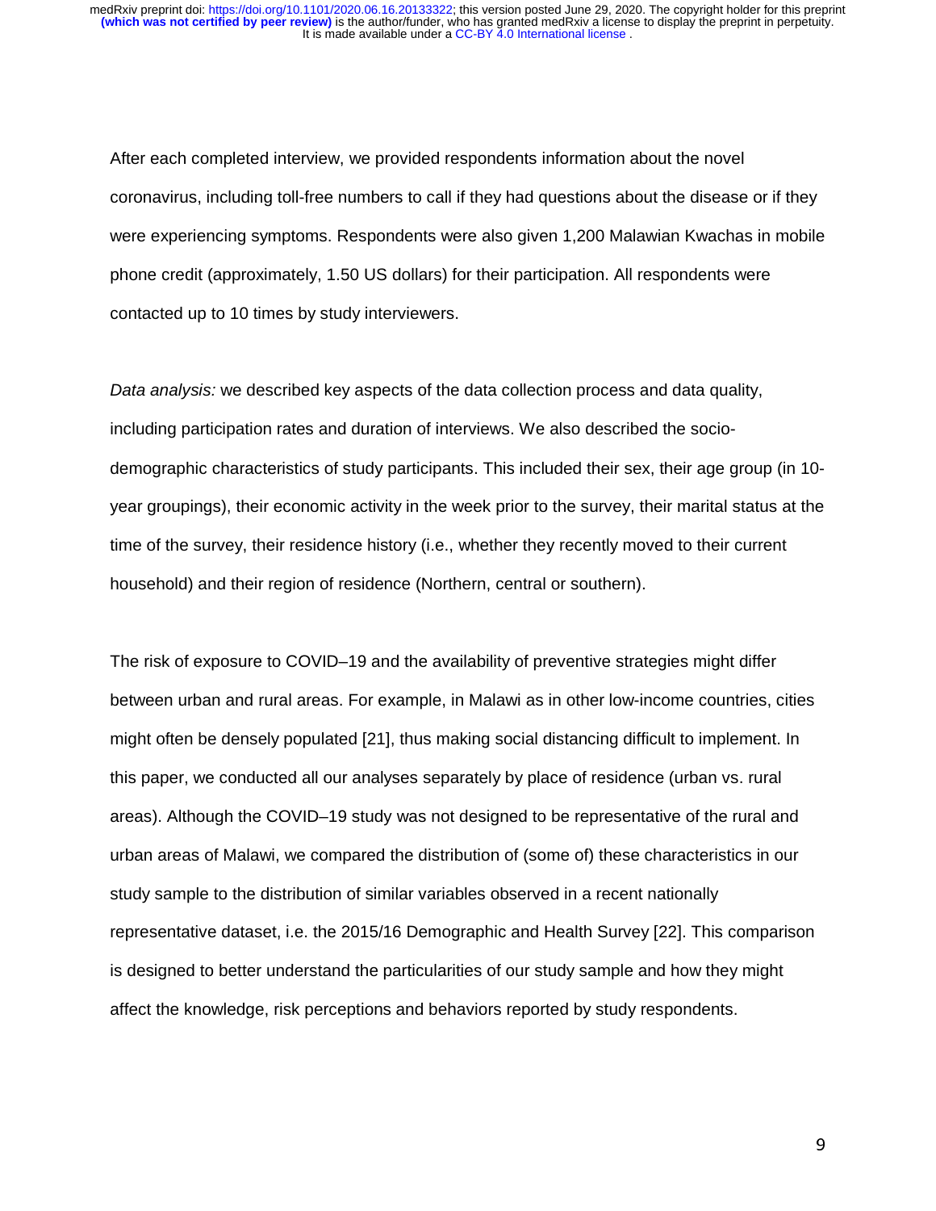After each completed interview, we provided respondents information about the novel coronavirus, including toll-free numbers to call if they had questions about the disease or if they were experiencing symptoms. Respondents were also given 1,200 Malawian Kwachas in mobile phone credit (approximately, 1.50 US dollars) for their participation. All respondents were contacted up to 10 times by study interviewers.

*Data analysis:* we described key aspects of the data collection process and data quality, including participation rates and duration of interviews. We also described the socio-demographic characteristics of study participants. This included their sex, their age group (in 10-year groupings), their economic activity in the week prior to the survey, their marital status at the time of the survey, their residence history (i.e., whether they recently moved to their current household) and their region of residence (Northern, central or southern).

The risk of exposure to COVID–19 and the availability of preventive strategies might differ between urban and rural areas. For example, in Malawi as in other low-income countries, cities might often be densely populated [21], thus making social distancing difficult to implement. In this paper, we conducted all our analyses separately by place of residence (urban vs. rural areas). Although the COVID–19 study was not designed to be representative of the rural and urban areas of Malawi, we compared the distribution of (some of) these characteristics in our study sample to the distribution of similar variables observed in a recent nationally representative dataset, i.e. the 2015/16 Demographic and Health Survey [22]. This comparison is designed to better understand the particularities of our study sample and how they might affect the knowledge, risk perceptions and behaviors reported by study respondents.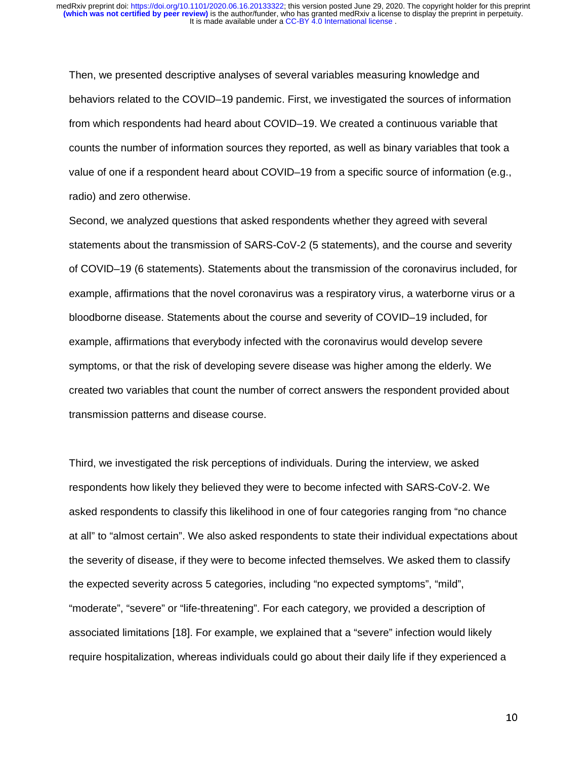Then, we presented descriptive analyses of several variables measuring knowledge and behaviors related to the COVID–19 pandemic. First, we investigated the sources of information from which respondents had heard about COVID–19. We created a continuous variable that counts the number of information sources they reported, as well as binary variables that took a value of one if a respondent heard about COVID–19 from a specific source of information (e.g., radio) and zero otherwise.

Second, we analyzed questions that asked respondents whether they agreed with several statements about the transmission of SARS-CoV-2 (5 statements), and the course and severity of COVID–19 (6 statements). Statements about the transmission of the coronavirus included, for example, affirmations that the novel coronavirus was a respiratory virus, a waterborne virus or a bloodborne disease. Statements about the course and severity of COVID–19 included, for example, affirmations that everybody infected with the coronavirus would develop severe symptoms, or that the risk of developing severe disease was higher among the elderly. We created two variables that count the number of correct answers the respondent provided about transmission patterns and disease course.

Third, we investigated the risk perceptions of individuals. During the interview, we asked respondents how likely they believed they were to become infected with SARS-CoV-2. We asked respondents to classify this likelihood in one of four categories ranging from "no chance at all" to "almost certain". We also asked respondents to state their individual expectations about the severity of disease, if they were to become infected themselves. We asked them to classify the expected severity across 5 categories, including "no expected symptoms", "mild", "moderate", "severe" or "life-threatening". For each category, we provided a description of associated limitations [18]. For example, we explained that a "severe" infection would likely require hospitalization, whereas individuals could go about their daily life if they experienced a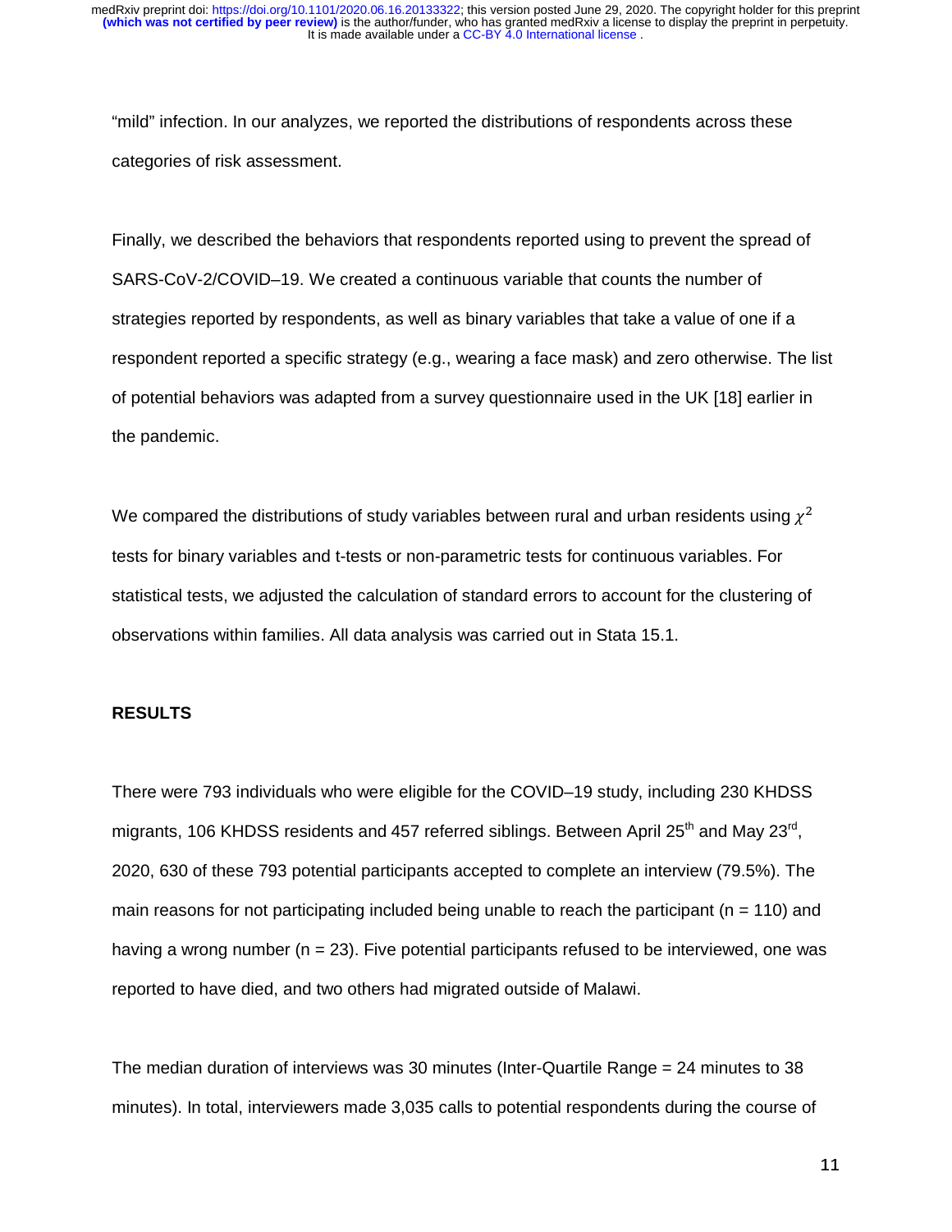"mild" infection. In our analyzes, we reported the distributions of respondents across these categories of risk assessment.

Finally, we described the behaviors that respondents reported using to prevent the spread of SARS-CoV-2/COVID–19. We created a continuous variable that counts the number of strategies reported by respondents, as well as binary variables that take a value of one if a respondent reported a specific strategy (e.g., wearing a face mask) and zero otherwise. The list of potential behaviors was adapted from a survey questionnaire used in the UK [18] earlier in the pandemic.

We compared the distributions of study variables between rural and urban residents using $\chi^2$ tests for binary variables and t-tests or non-parametric tests for continuous variables. For statistical tests, we adjusted the calculation of standard errors to account for the clustering of observations within families. All data analysis was carried out in Stata 15.1.

## RESULTS

There were 793 individuals who were eligible for the COVID–19 study, including 230 KHDSS migrants, 106 KHDSS residents and 457 referred siblings. Between April 25th and May 23rd, 2020, 630 of these 793 potential participants accepted to complete an interview (79.5%). The main reasons for not participating included being unable to reach the participant (n = 110) and having a wrong number (n = 23). Five potential participants refused to be interviewed, one was reported to have died, and two others had migrated outside of Malawi.

The median duration of interviews was 30 minutes (Inter-Quartile Range = 24 minutes to 38 minutes). In total, interviewers made 3,035 calls to potential respondents during the course of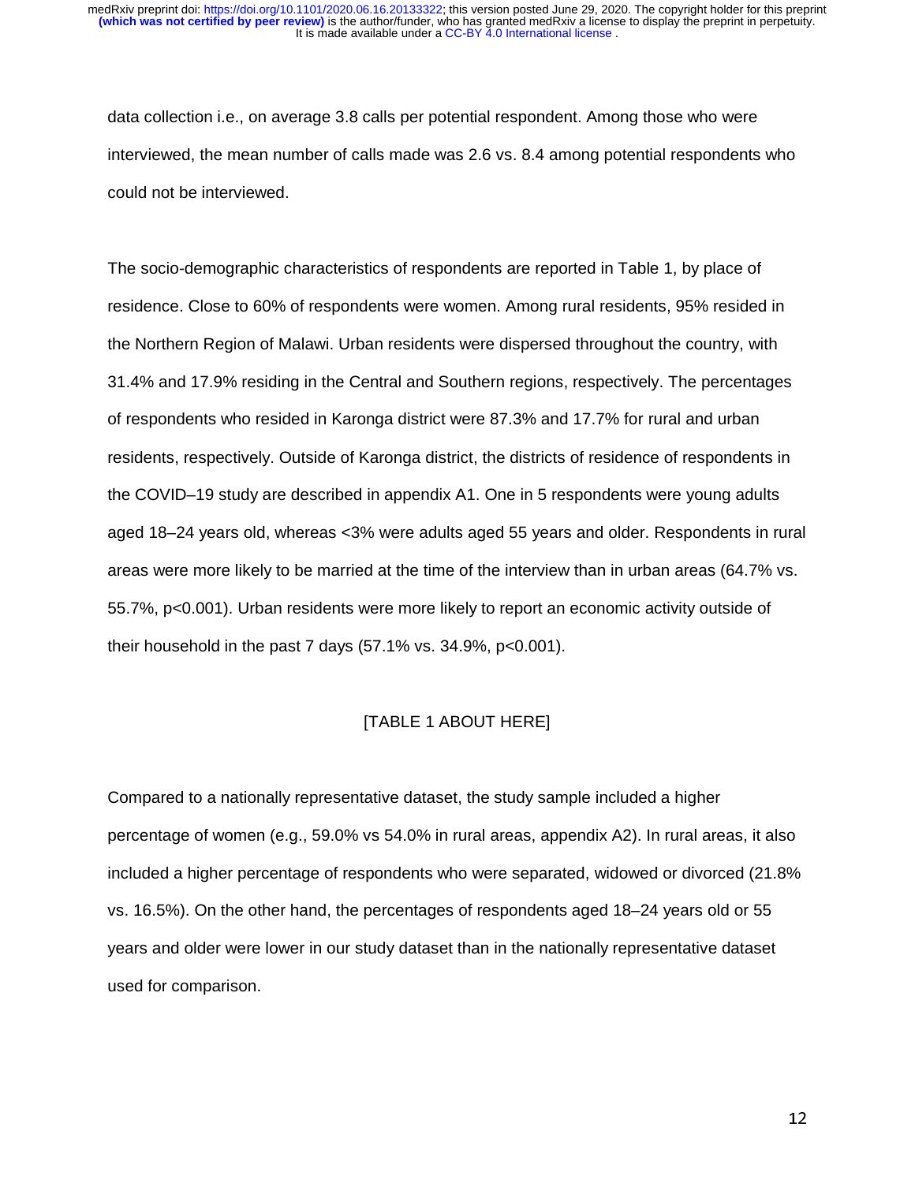data collection i.e., on average 3.8 calls per potential respondent. Among those who were interviewed, the mean number of calls made was 2.6 vs. 8.4 among potential respondents who could not be interviewed.

The socio-demographic characteristics of respondents are reported in Table 1, by place of residence. Close to 60% of respondents were women. Among rural residents, 95% resided in the Northern Region of Malawi. Urban residents were dispersed throughout the country, with 31.4% and 17.9% residing in the Central and Southern regions, respectively. The percentages of respondents who resided in Karonga district were 87.3% and 17.7% for rural and urban residents, respectively. Outside of Karonga district, the districts of residence of respondents in the COVID–19 study are described in appendix A1. One in 5 respondents were young adults aged 18–24 years old, whereas <3% were adults aged 55 years and older. Respondents in rural areas were more likely to be married at the time of the interview than in urban areas (64.7% vs. 55.7%, $p<0.001$). Urban residents were more likely to report an economic activity outside of their household in the past 7 days (57.1% vs. 34.9%, $p<0.001$).

[TABLE 1 ABOUT HERE]

Compared to a nationally representative dataset, the study sample included a higher percentage of women (e.g., 59.0% vs 54.0% in rural areas, appendix A2). In rural areas, it also included a higher percentage of respondents who were separated, widowed or divorced (21.8% vs. 16.5%). On the other hand, the percentages of respondents aged 18–24 years old or 55 years and older were lower in our study dataset than in the nationally representative dataset used for comparison.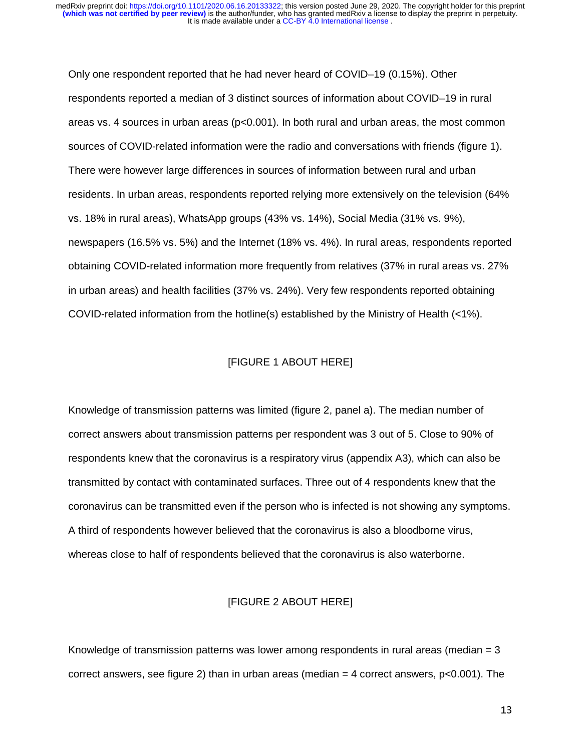Only one respondent reported that he had never heard of COVID–19 (0.15%). Other respondents reported a median of 3 distinct sources of information about COVID–19 in rural areas vs. 4 sources in urban areas ($p<0.001$). In both rural and urban areas, the most common sources of COVID-related information were the radio and conversations with friends (figure 1). There were however large differences in sources of information between rural and urban residents. In urban areas, respondents reported relying more extensively on the television (64% vs. 18% in rural areas), WhatsApp groups (43% vs. 14%), Social Media (31% vs. 9%), newspapers (16.5% vs. 5%) and the Internet (18% vs. 4%). In rural areas, respondents reported obtaining COVID-related information more frequently from relatives (37% in rural areas vs. 27% in urban areas) and health facilities (37% vs. 24%). Very few respondents reported obtaining COVID-related information from the hotline(s) established by the Ministry of Health (<1%).

[FIGURE 1 ABOUT HERE]

Knowledge of transmission patterns was limited (figure 2, panel a). The median number of correct answers about transmission patterns per respondent was 3 out of 5. Close to 90% of respondents knew that the coronavirus is a respiratory virus (appendix A3), which can also be transmitted by contact with contaminated surfaces. Three out of 4 respondents knew that the coronavirus can be transmitted even if the person who is infected is not showing any symptoms. A third of respondents however believed that the coronavirus is also a bloodborne virus, whereas close to half of respondents believed that the coronavirus is also waterborne.

[FIGURE 2 ABOUT HERE]

Knowledge of transmission patterns was lower among respondents in rural areas (median = 3 correct answers, see figure 2) than in urban areas (median = 4 correct answers, $p<0.001$). The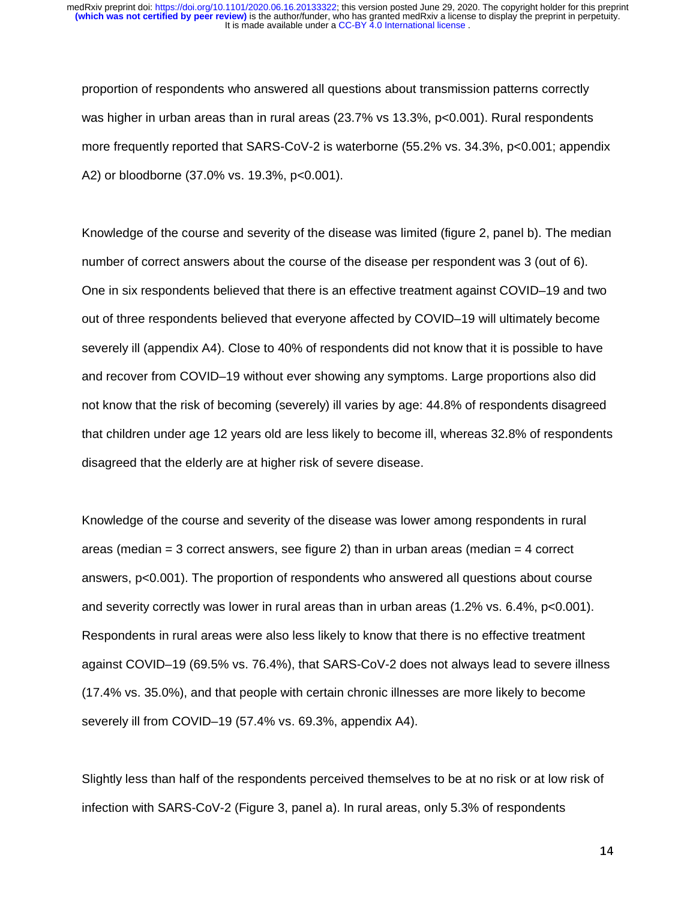proportion of respondents who answered all questions about transmission patterns correctly was higher in urban areas than in rural areas (23.7% vs 13.3%, p<0.001). Rural respondents more frequently reported that SARS-CoV-2 is waterborne (55.2% vs. 34.3%, p<0.001; appendix A2) or bloodborne (37.0% vs. 19.3%, p<0.001).

Knowledge of the course and severity of the disease was limited (figure 2, panel b). The median number of correct answers about the course of the disease per respondent was 3 (out of 6). One in six respondents believed that there is an effective treatment against COVID–19 and two out of three respondents believed that everyone affected by COVID–19 will ultimately become severely ill (appendix A4). Close to 40% of respondents did not know that it is possible to have and recover from COVID–19 without ever showing any symptoms. Large proportions also did not know that the risk of becoming (severely) ill varies by age: 44.8% of respondents disagreed that children under age 12 years old are less likely to become ill, whereas 32.8% of respondents disagreed that the elderly are at higher risk of severe disease.

Knowledge of the course and severity of the disease was lower among respondents in rural areas (median = 3 correct answers, see figure 2) than in urban areas (median = 4 correct answers, p<0.001). The proportion of respondents who answered all questions about course and severity correctly was lower in rural areas than in urban areas (1.2% vs. 6.4%, p<0.001). Respondents in rural areas were also less likely to know that there is no effective treatment against COVID–19 (69.5% vs. 76.4%), that SARS-CoV-2 does not always lead to severe illness (17.4% vs. 35.0%), and that people with certain chronic illnesses are more likely to become severely ill from COVID–19 (57.4% vs. 69.3%, appendix A4).

Slightly less than half of the respondents perceived themselves to be at no risk or at low risk of infection with SARS-CoV-2 (Figure 3, panel a). In rural areas, only 5.3% of respondents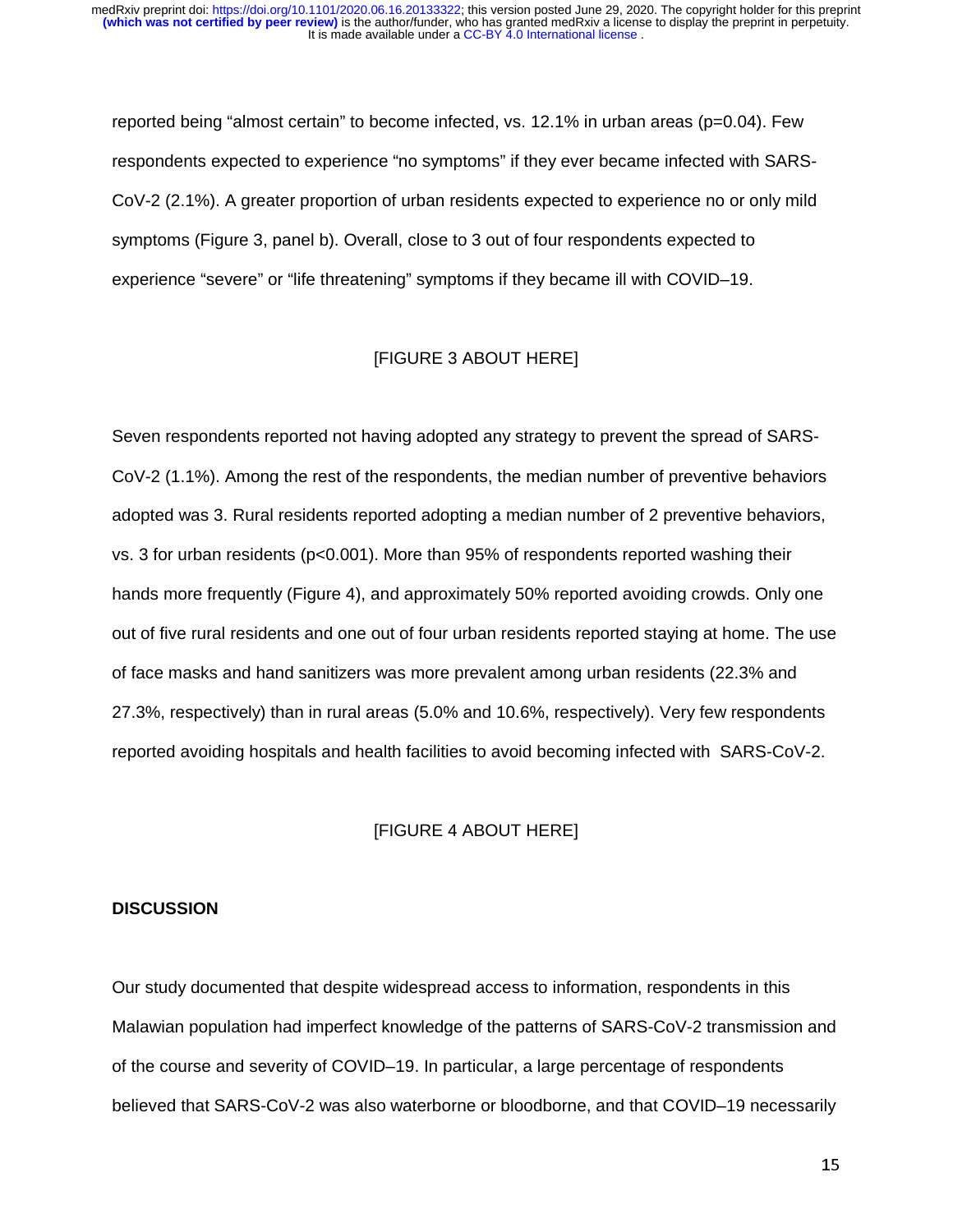reported being “almost certain” to become infected, vs. 12.1% in urban areas ($p=0.04$). Few respondents expected to experience “no symptoms” if they ever became infected with SARS-CoV-2 (2.1%). A greater proportion of urban residents expected to experience no or only mild symptoms (Figure 3, panel b). Overall, close to 3 out of four respondents expected to experience “severe” or “life threatening” symptoms if they became ill with COVID–19.

[FIGURE 3 ABOUT HERE]

Seven respondents reported not having adopted any strategy to prevent the spread of SARS-CoV-2 (1.1%). Among the rest of the respondents, the median number of preventive behaviors adopted was 3. Rural residents reported adopting a median number of 2 preventive behaviors, vs. 3 for urban residents ($p<0.001$). More than 95% of respondents reported washing their hands more frequently (Figure 4), and approximately 50% reported avoiding crowds. Only one out of five rural residents and one out of four urban residents reported staying at home. The use of face masks and hand sanitizers was more prevalent among urban residents (22.3% and 27.3%, respectively) than in rural areas (5.0% and 10.6%, respectively). Very few respondents reported avoiding hospitals and health facilities to avoid becoming infected with SARS-CoV-2.

[FIGURE 4 ABOUT HERE]

## DISCUSSION

Our study documented that despite widespread access to information, respondents in this Malawian population had imperfect knowledge of the patterns of SARS-CoV-2 transmission and of the course and severity of COVID–19. In particular, a large percentage of respondents believed that SARS-CoV-2 was also waterborne or bloodborne, and that COVID–19 necessarily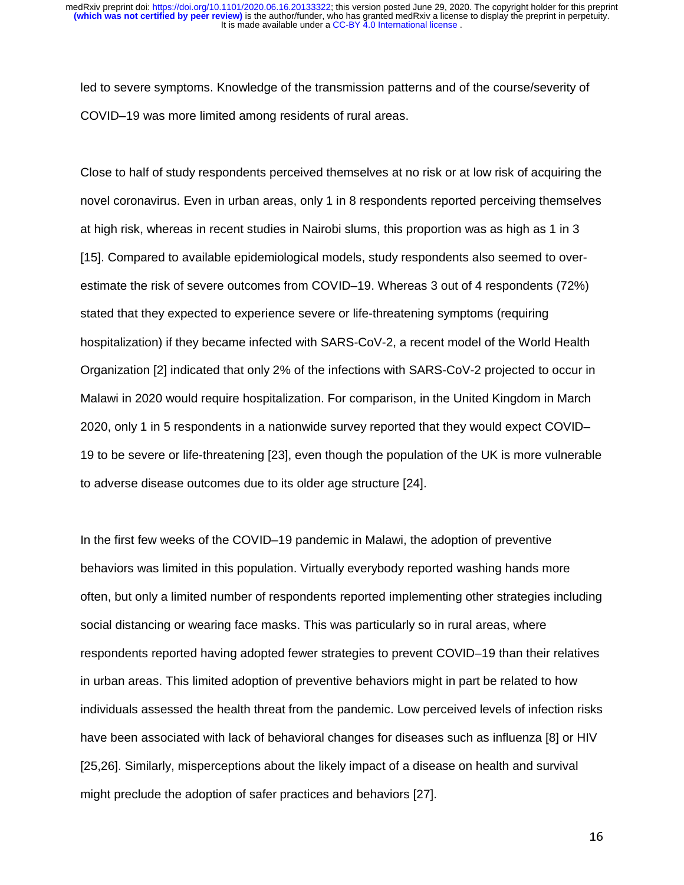led to severe symptoms. Knowledge of the transmission patterns and of the course/severity of COVID–19 was more limited among residents of rural areas.

Close to half of study respondents perceived themselves at no risk or at low risk of acquiring the novel coronavirus. Even in urban areas, only 1 in 8 respondents reported perceiving themselves at high risk, whereas in recent studies in Nairobi slums, this proportion was as high as 1 in 3 [15]. Compared to available epidemiological models, study respondents also seemed to over-estimate the risk of severe outcomes from COVID–19. Whereas 3 out of 4 respondents (72%) stated that they expected to experience severe or life-threatening symptoms (requiring hospitalization) if they became infected with SARS-CoV-2, a recent model of the World Health Organization [2] indicated that only 2% of the infections with SARS-CoV-2 projected to occur in Malawi in 2020 would require hospitalization. For comparison, in the United Kingdom in March 2020, only 1 in 5 respondents in a nationwide survey reported that they would expect COVID–19 to be severe or life-threatening [23], even though the population of the UK is more vulnerable to adverse disease outcomes due to its older age structure [24].

In the first few weeks of the COVID–19 pandemic in Malawi, the adoption of preventive behaviors was limited in this population. Virtually everybody reported washing hands more often, but only a limited number of respondents reported implementing other strategies including social distancing or wearing face masks. This was particularly so in rural areas, where respondents reported having adopted fewer strategies to prevent COVID–19 than their relatives in urban areas. This limited adoption of preventive behaviors might in part be related to how individuals assessed the health threat from the pandemic. Low perceived levels of infection risks have been associated with lack of behavioral changes for diseases such as influenza [8] or HIV [25,26]. Similarly, misperceptions about the likely impact of a disease on health and survival might preclude the adoption of safer practices and behaviors [27].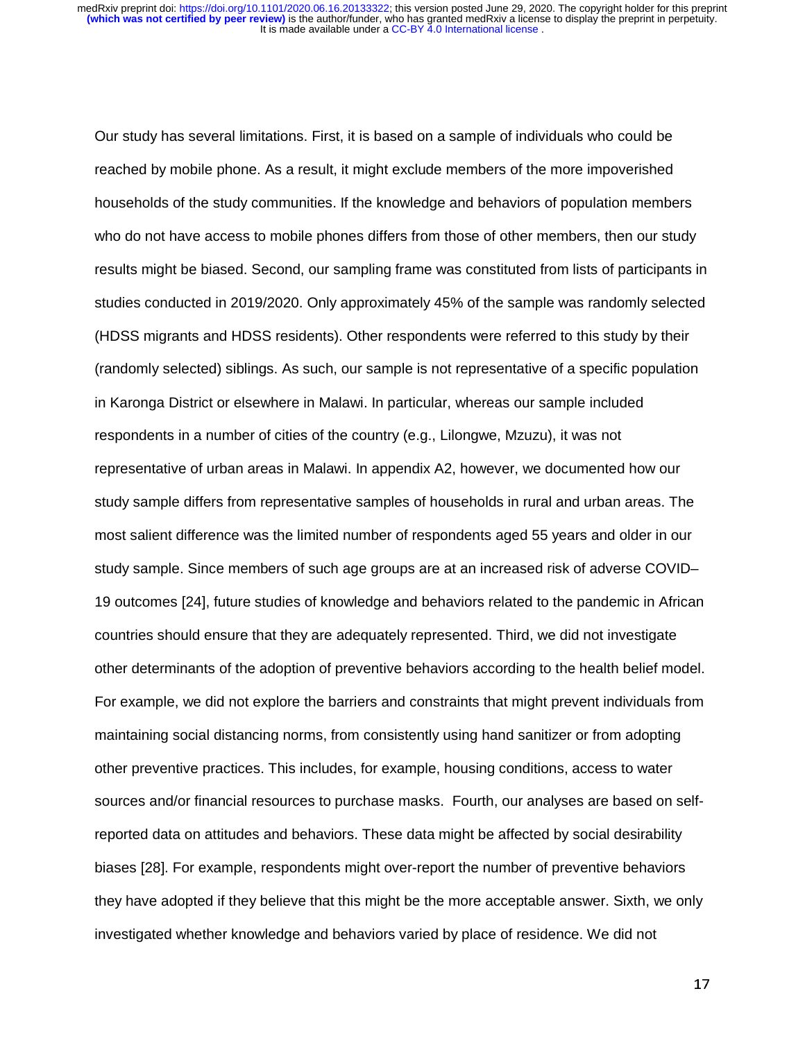Our study has several limitations. First, it is based on a sample of individuals who could be reached by mobile phone. As a result, it might exclude members of the more impoverished households of the study communities. If the knowledge and behaviors of population members who do not have access to mobile phones differs from those of other members, then our study results might be biased. Second, our sampling frame was constituted from lists of participants in studies conducted in 2019/2020. Only approximately 45% of the sample was randomly selected (HDSS migrants and HDSS residents). Other respondents were referred to this study by their (randomly selected) siblings. As such, our sample is not representative of a specific population in Karonga District or elsewhere in Malawi. In particular, whereas our sample included respondents in a number of cities of the country (e.g., Lilongwe, Mzuzu), it was not representative of urban areas in Malawi. In appendix A2, however, we documented how our study sample differs from representative samples of households in rural and urban areas. The most salient difference was the limited number of respondents aged 55 years and older in our study sample. Since members of such age groups are at an increased risk of adverse COVID–19 outcomes [24], future studies of knowledge and behaviors related to the pandemic in African countries should ensure that they are adequately represented. Third, we did not investigate other determinants of the adoption of preventive behaviors according to the health belief model. For example, we did not explore the barriers and constraints that might prevent individuals from maintaining social distancing norms, from consistently using hand sanitizer or from adopting other preventive practices. This includes, for example, housing conditions, access to water sources and/or financial resources to purchase masks.  Fourth, our analyses are based on self-reported data on attitudes and behaviors. These data might be affected by social desirability biases [28]. For example, respondents might over-report the number of preventive behaviors they have adopted if they believe that this might be the more acceptable answer. Sixth, we only investigated whether knowledge and behaviors varied by place of residence. We did not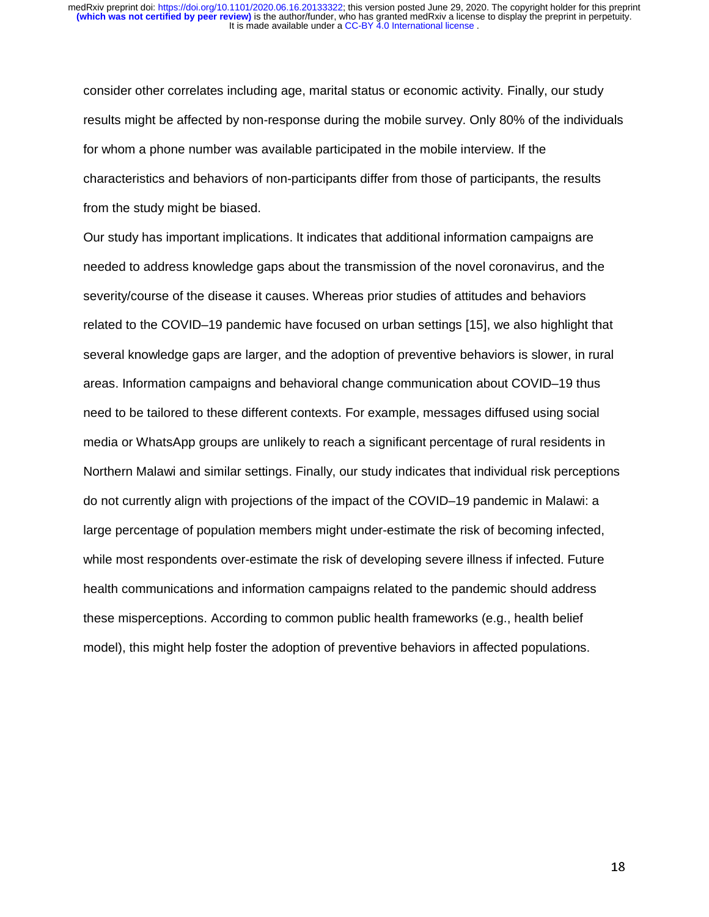consider other correlates including age, marital status or economic activity. Finally, our study results might be affected by non-response during the mobile survey. Only 80% of the individuals for whom a phone number was available participated in the mobile interview. If the characteristics and behaviors of non-participants differ from those of participants, the results from the study might be biased.

Our study has important implications. It indicates that additional information campaigns are needed to address knowledge gaps about the transmission of the novel coronavirus, and the severity/course of the disease it causes. Whereas prior studies of attitudes and behaviors related to the COVID–19 pandemic have focused on urban settings [15], we also highlight that several knowledge gaps are larger, and the adoption of preventive behaviors is slower, in rural areas. Information campaigns and behavioral change communication about COVID–19 thus need to be tailored to these different contexts. For example, messages diffused using social media or WhatsApp groups are unlikely to reach a significant percentage of rural residents in Northern Malawi and similar settings. Finally, our study indicates that individual risk perceptions do not currently align with projections of the impact of the COVID–19 pandemic in Malawi: a large percentage of population members might under-estimate the risk of becoming infected, while most respondents over-estimate the risk of developing severe illness if infected. Future health communications and information campaigns related to the pandemic should address these misperceptions. According to common public health frameworks (e.g., health belief model), this might help foster the adoption of preventive behaviors in affected populations.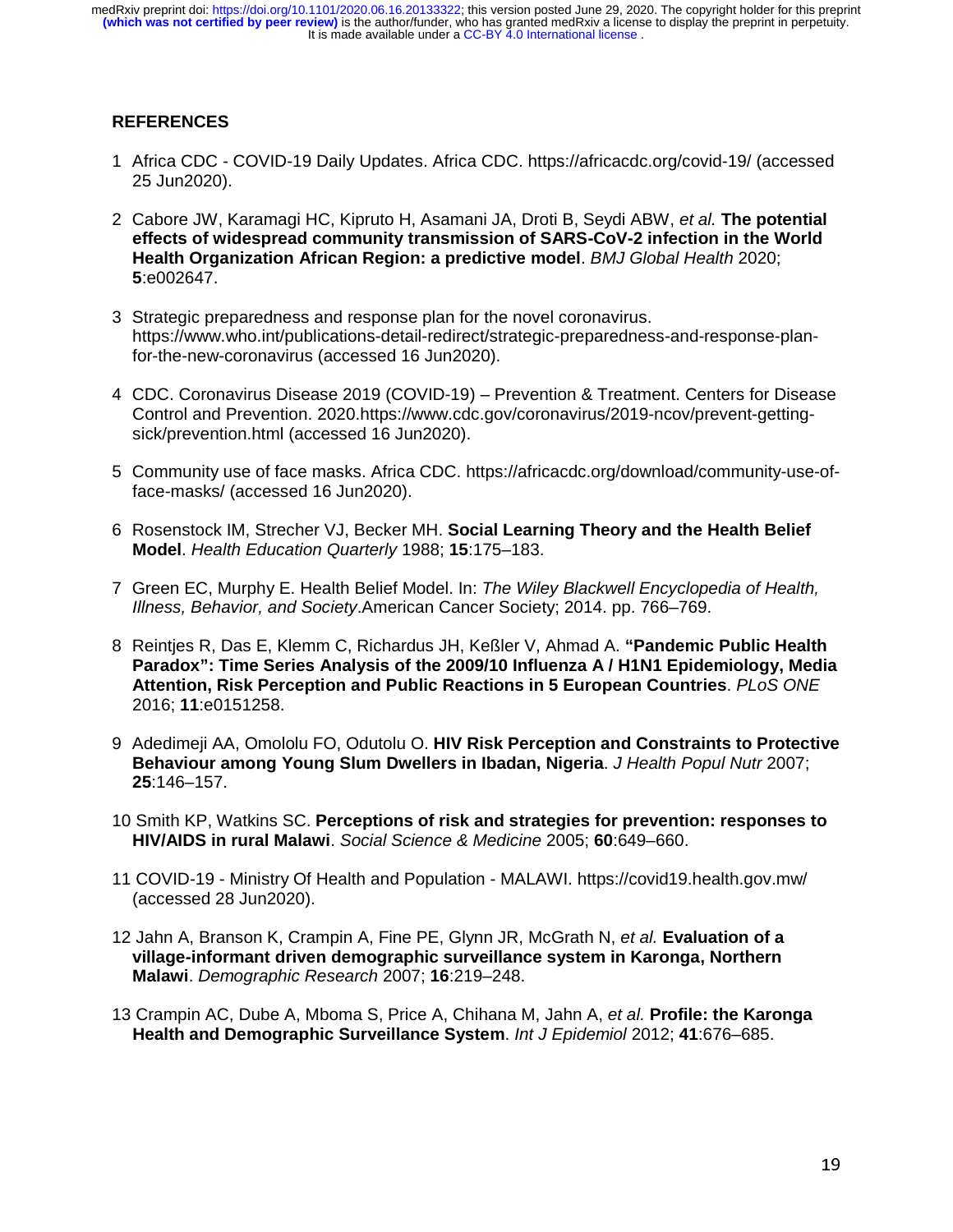## REFERENCES

1 Africa CDC - COVID-19 Daily Updates. Africa CDC. https://africacdc.org/covid-19/ (accessed 25 Jun2020).

2 Cabore JW, Karamagi HC, Kipruto H, Asamani JA, Droti B, Seydi ABW, *et al.* **The potential effects of widespread community transmission of SARS-CoV-2 infection in the World Health Organization African Region: a predictive model**. *BMJ Global Health* 2020; **5**:e002647.

3 Strategic preparedness and response plan for the novel coronavirus. https://www.who.int/publications-detail-redirect/strategic-preparedness-and-response-plan-for-the-new-coronavirus (accessed 16 Jun2020).

4 CDC. Coronavirus Disease 2019 (COVID-19) – Prevention & Treatment. Centers for Disease Control and Prevention. 2020.https://www.cdc.gov/coronavirus/2019-ncov/prevent-getting-sick/prevention.html (accessed 16 Jun2020).

5 Community use of face masks. Africa CDC. https://africacdc.org/download/community-use-of-face-masks/ (accessed 16 Jun2020).

6 Rosenstock IM, Strecher VJ, Becker MH. **Social Learning Theory and the Health Belief Model**. *Health Education Quarterly* 1988; **15**:175–183.

7 Green EC, Murphy E. Health Belief Model. In: *The Wiley Blackwell Encyclopedia of Health, Illness, Behavior, and Society*.American Cancer Society; 2014. pp. 766–769.

8 Reintjes R, Das E, Klemm C, Richardus JH, Keßler V, Ahmad A. **"Pandemic Public Health Paradox": Time Series Analysis of the 2009/10 Influenza A / H1N1 Epidemiology, Media Attention, Risk Perception and Public Reactions in 5 European Countries**. *PLoS ONE* 2016; **11**:e0151258.

9 Adedimeji AA, Omololu FO, Odutolu O. **HIV Risk Perception and Constraints to Protective Behaviour among Young Slum Dwellers in Ibadan, Nigeria**. *J Health Popul Nutr* 2007; **25**:146–157.

10 Smith KP, Watkins SC. **Perceptions of risk and strategies for prevention: responses to HIV/AIDS in rural Malawi**. *Social Science & Medicine* 2005; **60**:649–660.

11 COVID-19 - Ministry Of Health and Population - MALAWI. https://covid19.health.gov.mw/ (accessed 28 Jun2020).

12 Jahn A, Branson K, Crampin A, Fine PE, Glynn JR, McGrath N, *et al.* **Evaluation of a village-informant driven demographic surveillance system in Karonga, Northern Malawi**. *Demographic Research* 2007; **16**:219–248.

13 Crampin AC, Dube A, Mboma S, Price A, Chihana M, Jahn A, *et al.* **Profile: the Karonga Health and Demographic Surveillance System**. *Int J Epidemiol* 2012; **41**:676–685.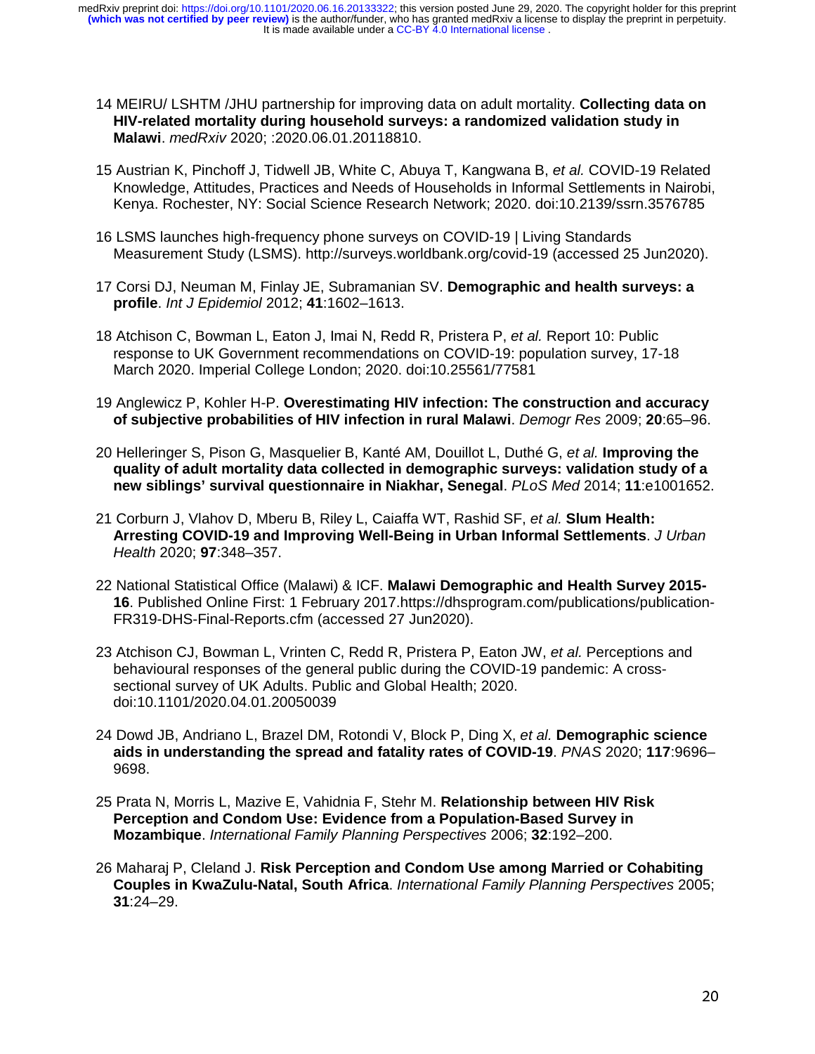14 MEIRU/ LSHTM /JHU partnership for improving data on adult mortality. **Collecting data on HIV-related mortality during household surveys: a randomized validation study in Malawi**. *medRxiv* 2020; :2020.06.01.20118810.

15 Austrian K, Pinchoff J, Tidwell JB, White C, Abuya T, Kangwana B, *et al.* COVID-19 Related Knowledge, Attitudes, Practices and Needs of Households in Informal Settlements in Nairobi, Kenya. Rochester, NY: Social Science Research Network; 2020. doi:10.2139/ssrn.3576785

16 LSMS launches high-frequency phone surveys on COVID-19 | Living Standards Measurement Study (LSMS). http://surveys.worldbank.org/covid-19 (accessed 25 Jun2020).

17 Corsi DJ, Neuman M, Finlay JE, Subramanian SV. **Demographic and health surveys: a profile**. *Int J Epidemiol* 2012; **41**:1602–1613.

18 Atchison C, Bowman L, Eaton J, Imai N, Redd R, Pristera P, *et al.* Report 10: Public response to UK Government recommendations on COVID-19: population survey, 17-18 March 2020. Imperial College London; 2020. doi:10.25561/77581

19 Anglewicz P, Kohler H-P. **Overestimating HIV infection: The construction and accuracy of subjective probabilities of HIV infection in rural Malawi**. *Demogr Res* 2009; **20**:65–96.

20 Helleringer S, Pison G, Masquelier B, Kanté AM, Douillot L, Duthé G, *et al.* **Improving the quality of adult mortality data collected in demographic surveys: validation study of a new siblings' survival questionnaire in Niakhar, Senegal**. *PLoS Med* 2014; **11**:e1001652.

21 Corburn J, Vlahov D, Mberu B, Riley L, Caiaffa WT, Rashid SF, *et al.* **Slum Health: Arresting COVID-19 and Improving Well-Being in Urban Informal Settlements**. *J Urban Health* 2020; **97**:348–357.

22 National Statistical Office (Malawi) & ICF. **Malawi Demographic and Health Survey 2015-16**. Published Online First: 1 February 2017.https://dhsprogram.com/publications/publication-FR319-DHS-Final-Reports.cfm (accessed 27 Jun2020).

23 Atchison CJ, Bowman L, Vrinten C, Redd R, Pristera P, Eaton JW, *et al.* Perceptions and behavioural responses of the general public during the COVID-19 pandemic: A cross-sectional survey of UK Adults. Public and Global Health; 2020. doi:10.1101/2020.04.01.20050039

24 Dowd JB, Andriano L, Brazel DM, Rotondi V, Block P, Ding X, *et al.* **Demographic science aids in understanding the spread and fatality rates of COVID-19**. *PNAS* 2020; **117**:9696–9698.

25 Prata N, Morris L, Mazive E, Vahidnia F, Stehr M. **Relationship between HIV Risk Perception and Condom Use: Evidence from a Population-Based Survey in Mozambique**. *International Family Planning Perspectives* 2006; **32**:192–200.

26 Maharaj P, Cleland J. **Risk Perception and Condom Use among Married or Cohabiting Couples in KwaZulu-Natal, South Africa**. *International Family Planning Perspectives* 2005; **31**:24–29.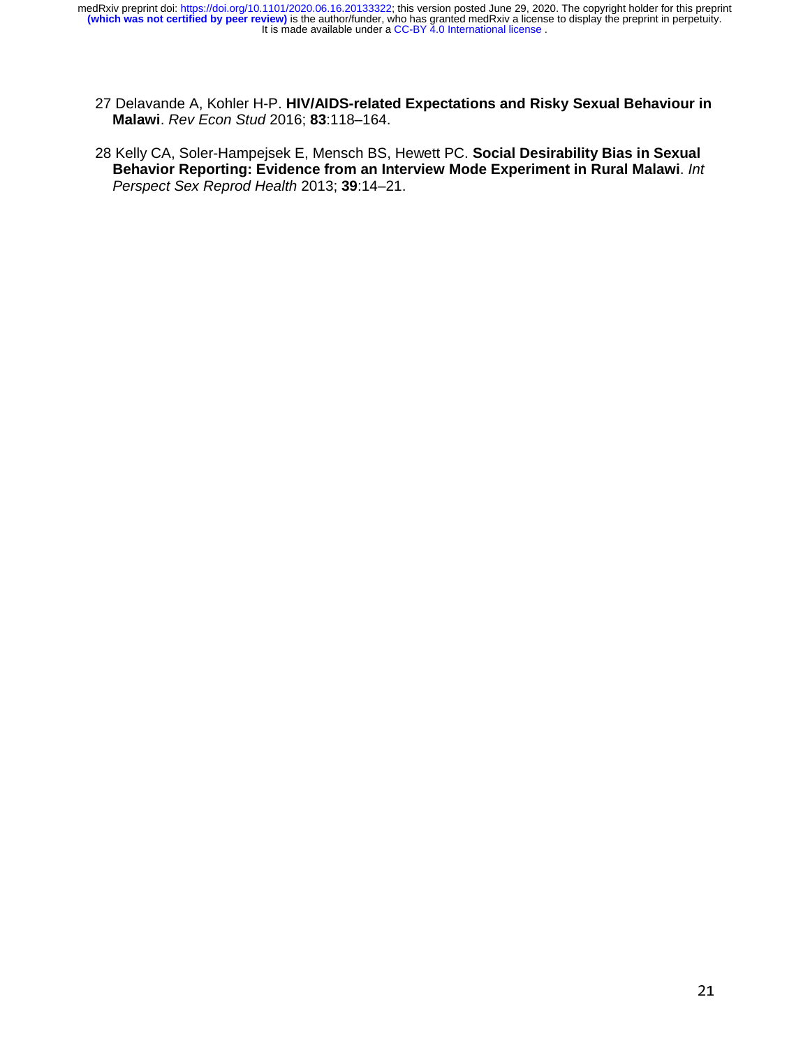27 Delavande A, Kohler H-P. **HIV/AIDS-related Expectations and Risky Sexual Behaviour in Malawi**. *Rev Econ Stud* 2016; **83**:118–164.

28 Kelly CA, Soler-Hampejsek E, Mensch BS, Hewett PC. **Social Desirability Bias in Sexual Behavior Reporting: Evidence from an Interview Mode Experiment in Rural Malawi**. *Int Perspect Sex Reprod Health* 2013; **39**:14–21.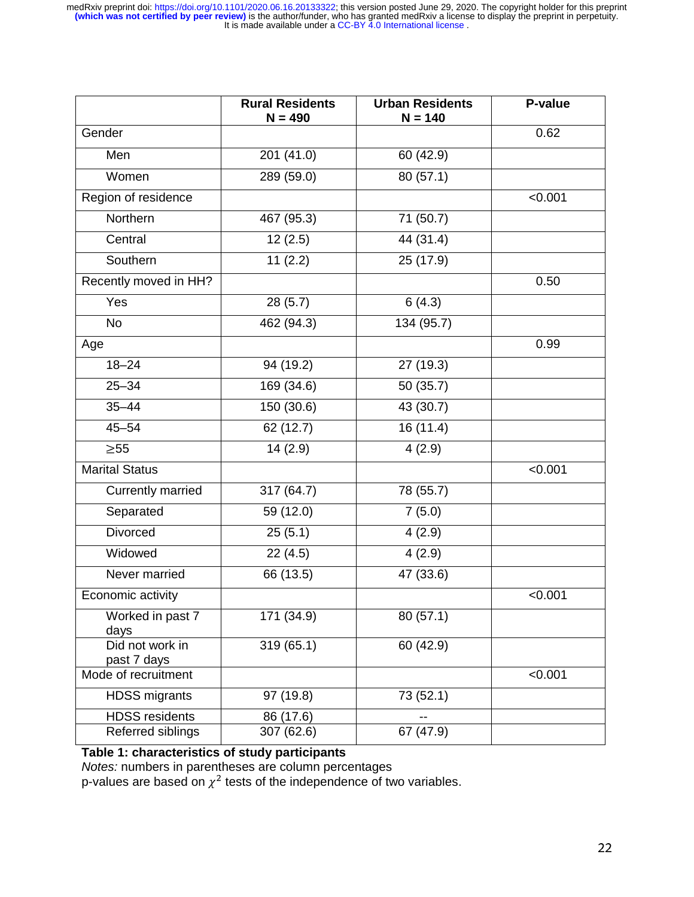| | Rural Residents N = 490 | Urban Residents N = 140 | P-value |
|---|---|---|---|
| Gender | | | 0.62 |
| Men | 201 (41.0) | 60 (42.9) | |
| Women | 289 (59.0) | 80 (57.1) | |
| Region of residence | | | <0.001 |
| Northern | 467 (95.3) | 71 (50.7) | |
| Central | 12 (2.5) | 44 (31.4) | |
| Southern | 11 (2.2) | 25 (17.9) | |
| Recently moved in HH? | | | 0.50 |
| Yes | 28 (5.7) | 6 (4.3) | |
| No | 462 (94.3) | 134 (95.7) | |
| Age | | | 0.99 |
| 18–24 | 94 (19.2) | 27 (19.3) | |
| 25–34 | 169 (34.6) | 50 (35.7) | |
| 35–44 | 150 (30.6) | 43 (30.7) | |
| 45–54 | 62 (12.7) | 16 (11.4) | |
| ≥55 | 14 (2.9) | 4 (2.9) | |
| Marital Status | | | <0.001 |
| Currently married | 317 (64.7) | 78 (55.7) | |
| Separated | 59 (12.0) | 7 (5.0) | |
| Divorced | 25 (5.1) | 4 (2.9) | |
| Widowed | 22 (4.5) | 4 (2.9) | |
| Never married | 66 (13.5) | 47 (33.6) | |
| Economic activity | | | <0.001 |
| Worked in past 7 days | 171 (34.9) | 80 (57.1) | |
| Did not work in past 7 days | 319 (65.1) | 60 (42.9) | |
| Mode of recruitment | | | <0.001 |
| HDSS migrants | 97 (19.8) | 73 (52.1) | |
| HDSS residents | 86 (17.6) | -- | |
| Referred siblings | 307 (62.6) | 67 (47.9) | |

**Table 1: characteristics of study participants**

*Notes:* numbers in parentheses are column percentages

p-values are based on $\chi^2$ tests of the independence of two variables.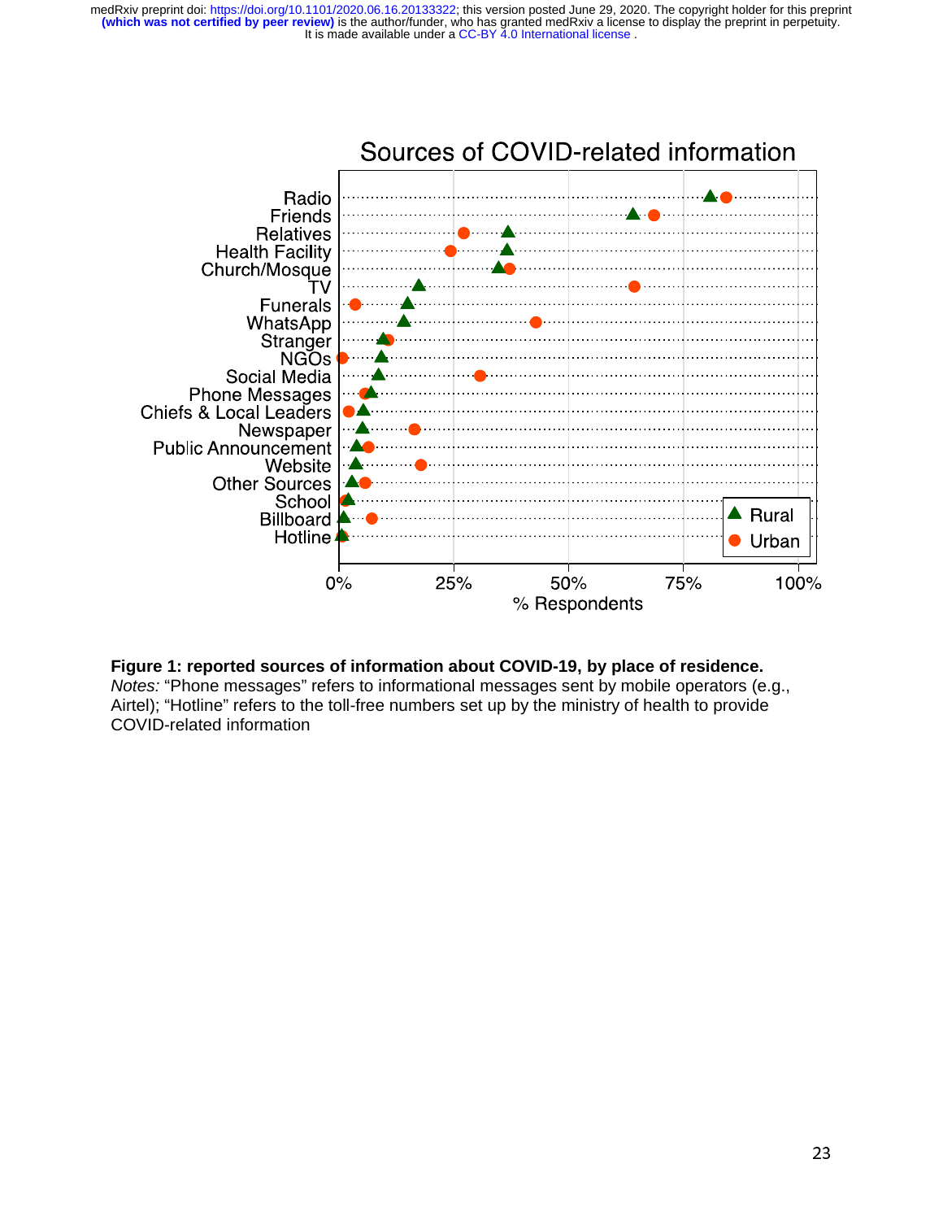**Figure 1: reported sources of information about COVID-19, by place of residence.**
*Notes:* “Phone messages” refers to informational messages sent by mobile operators (e.g., Airtel); “Hotline” refers to the toll-free numbers set up by the ministry of health to provide COVID-related information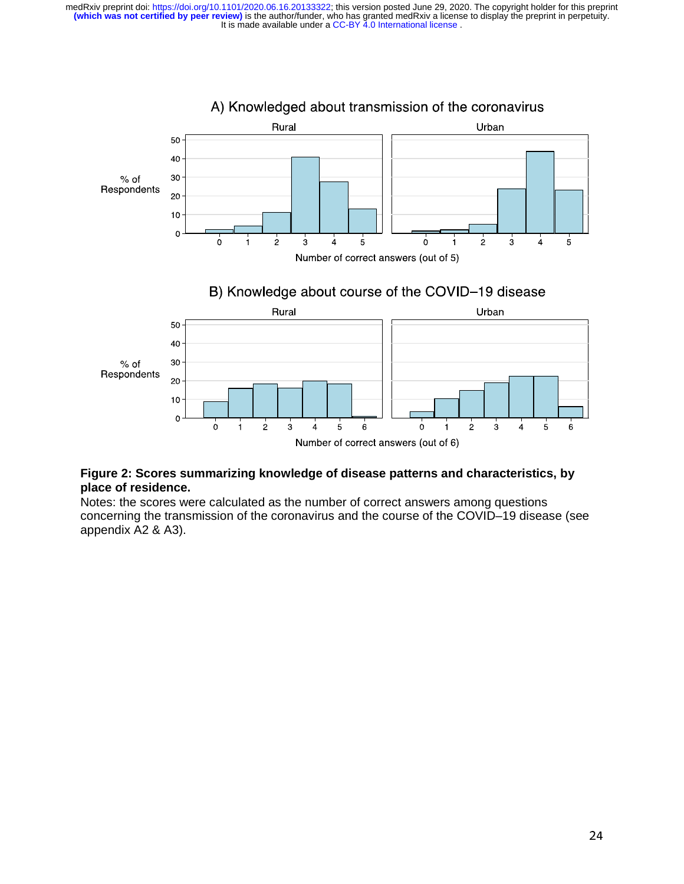**Figure 2: Scores summarizing knowledge of disease patterns and characteristics, by place of residence.**

Notes: the scores were calculated as the number of correct answers among questions concerning the transmission of the coronavirus and the course of the COVID–19 disease (see appendix A2 & A3).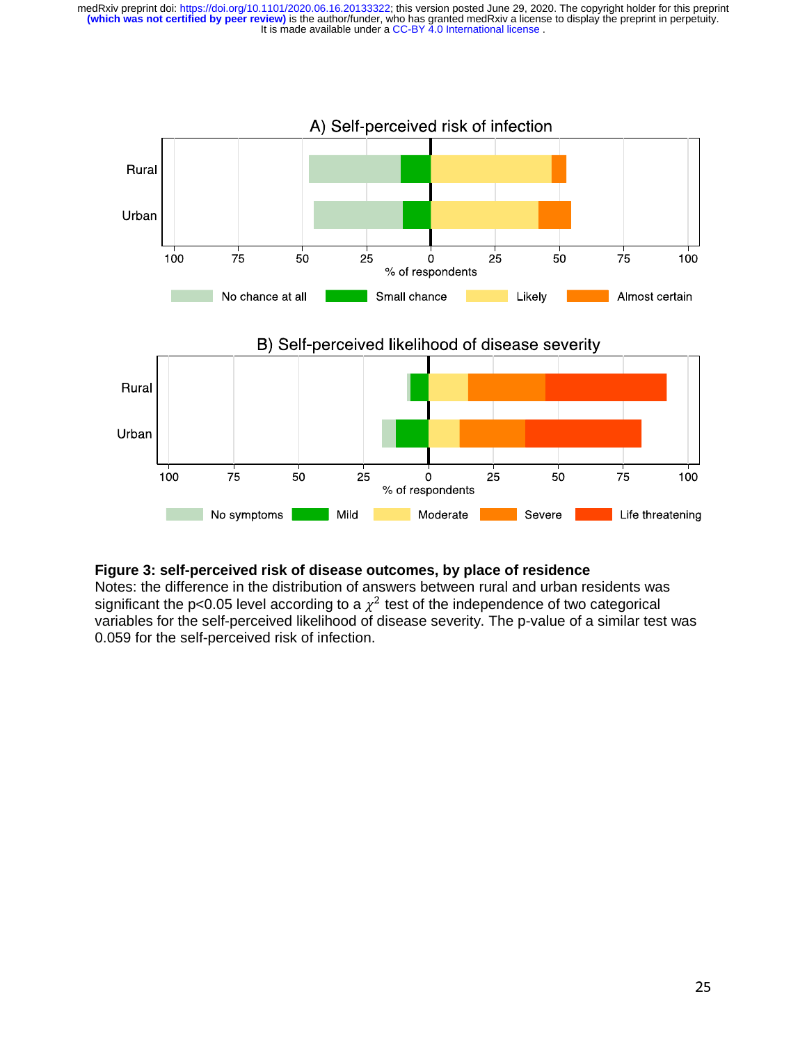**Figure 3: self-perceived risk of disease outcomes, by place of residence**

Notes: the difference in the distribution of answers between rural and urban residents was significant the p<0.05 level according to a $\chi^2$ test of the independence of two categorical variables for the self-perceived likelihood of disease severity. The p-value of a similar test was 0.059 for the self-perceived risk of infection.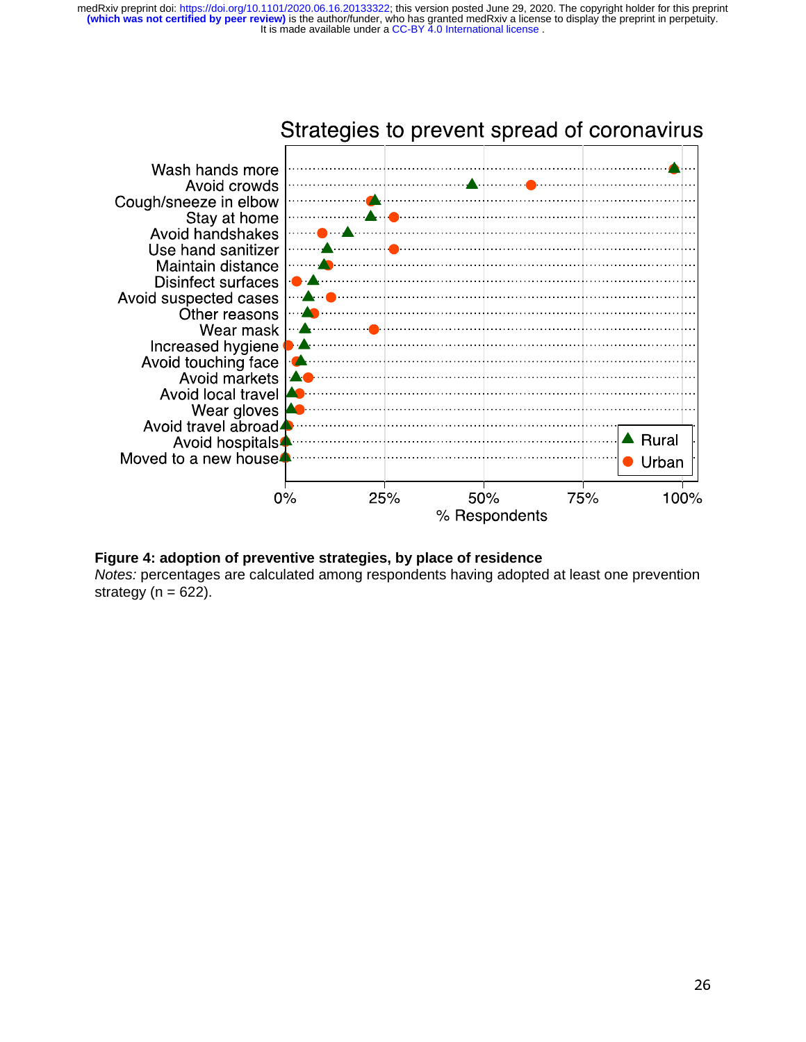Strategies to prevent spread of coronavirus

Wash hands more
Avoid crowds
Cough/sneeze in elbow
Stay at home
Avoid handshakes
Use hand sanitizer
Maintain distance
Disinfect surfaces
Avoid suspected cases
Other reasons
Wear mask
Increased hygiene
Avoid touching face
Avoid markets
Avoid local travel
Wear gloves
Avoid travel abroad
Avoid hospitals
Moved to a new house

Rural
Urban

0%
25%
50%
75%
100%

% Respondents

**Figure 4: adoption of preventive strategies, by place of residence**
*Notes:* percentages are calculated among respondents having adopted at least one prevention strategy (n = 622).